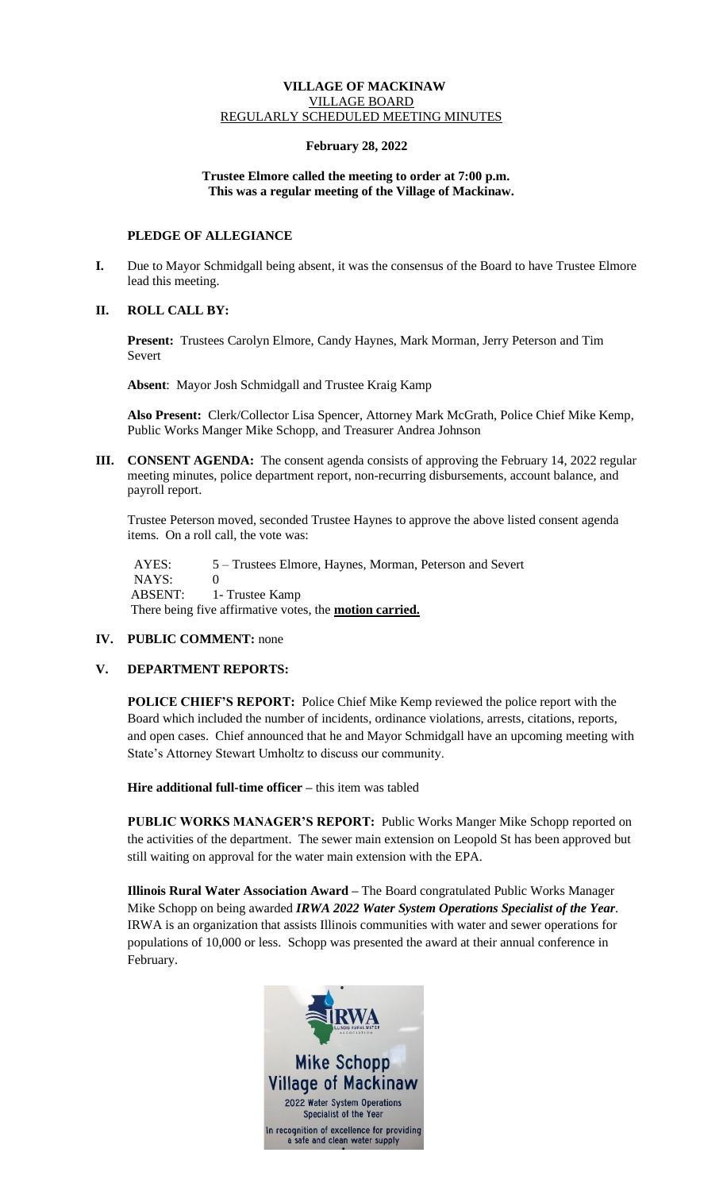**VILLAGE OF MACKINAW**
VILLAGE BOARD
REGULARLY SCHEDULED MEETING MINUTES

**February 28, 2022**

**Trustee Elmore called the meeting to order at 7:00 p.m.**
**This was a regular meeting of the Village of Mackinaw.**

**PLEDGE OF ALLEGIANCE**

**I.** Due to Mayor Schmidgall being absent, it was the consensus of the Board to have Trustee Elmore lead this meeting.

**II. ROLL CALL BY:**

**Present:** Trustees Carolyn Elmore, Candy Haynes, Mark Morman, Jerry Peterson and Tim Severt

**Absent**: Mayor Josh Schmidgall and Trustee Kraig Kamp

**Also Present:** Clerk/Collector Lisa Spencer, Attorney Mark McGrath, Police Chief Mike Kemp, Public Works Manger Mike Schopp, and Treasurer Andrea Johnson

**III. CONSENT AGENDA:** The consent agenda consists of approving the February 14, 2022 regular meeting minutes, police department report, non-recurring disbursements, account balance, and payroll report.

Trustee Peterson moved, seconded Trustee Haynes to approve the above listed consent agenda items. On a roll call, the vote was:

AYES: 5 – Trustees Elmore, Haynes, Morman, Peterson and Severt
NAYS: 0
ABSENT: 1- Trustee Kamp
There being five affirmative votes, the **motion carried.**

**IV. PUBLIC COMMENT:** none

**V. DEPARTMENT REPORTS:**

**POLICE CHIEF'S REPORT:** Police Chief Mike Kemp reviewed the police report with the Board which included the number of incidents, ordinance violations, arrests, citations, reports, and open cases. Chief announced that he and Mayor Schmidgall have an upcoming meeting with State's Attorney Stewart Umholtz to discuss our community.

**Hire additional full-time officer –** this item was tabled

**PUBLIC WORKS MANAGER'S REPORT:** Public Works Manger Mike Schopp reported on the activities of the department. The sewer main extension on Leopold St has been approved but still waiting on approval for the water main extension with the EPA.

**Illinois Rural Water Association Award –** The Board congratulated Public Works Manager Mike Schopp on being awarded ***IRWA 2022 Water System Operations Specialist of the Year***. IRWA is an organization that assists Illinois communities with water and sewer operations for populations of 10,000 or less. Schopp was presented the award at their annual conference in February.

IRWA
Mike Schopp
Village of Mackinaw
2022 Water System Operations Specialist of the Year
In recognition of excellence for providing a safe and clean water supply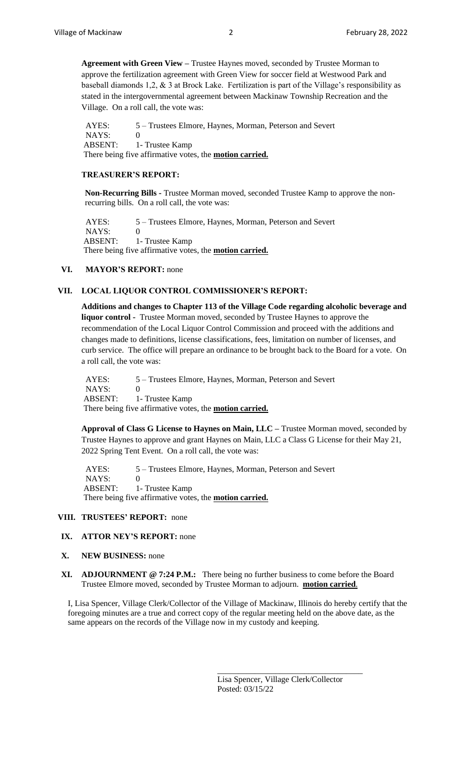**Agreement with Green View –** Trustee Haynes moved, seconded by Trustee Morman to approve the fertilization agreement with Green View for soccer field at Westwood Park and baseball diamonds 1,2, & 3 at Brock Lake. Fertilization is part of the Village's responsibility as stated in the intergovernmental agreement between Mackinaw Township Recreation and the Village. On a roll call, the vote was:

AYES: 5 – Trustees Elmore, Haynes, Morman, Peterson and Severt
NAYS: 0
ABSENT: 1- Trustee Kamp
There being five affirmative votes, the **motion carried.**

**TREASURER'S REPORT:**

**Non-Recurring Bills -** Trustee Morman moved, seconded Trustee Kamp to approve the non-recurring bills. On a roll call, the vote was:

AYES: 5 – Trustees Elmore, Haynes, Morman, Peterson and Severt
NAYS: 0
ABSENT: 1- Trustee Kamp
There being five affirmative votes, the **motion carried.**

**VI. MAYOR'S REPORT:** none

**VII. LOCAL LIQUOR CONTROL COMMISSIONER'S REPORT:**

**Additions and changes to Chapter 113 of the Village Code regarding alcoholic beverage and liquor control -** Trustee Morman moved, seconded by Trustee Haynes to approve the recommendation of the Local Liquor Control Commission and proceed with the additions and changes made to definitions, license classifications, fees, limitation on number of licenses, and curb service. The office will prepare an ordinance to be brought back to the Board for a vote. On a roll call, the vote was:

AYES: 5 – Trustees Elmore, Haynes, Morman, Peterson and Severt
NAYS: 0
ABSENT: 1- Trustee Kamp
There being five affirmative votes, the **motion carried.**

**Approval of Class G License to Haynes on Main, LLC –** Trustee Morman moved, seconded by Trustee Haynes to approve and grant Haynes on Main, LLC a Class G License for their May 21, 2022 Spring Tent Event. On a roll call, the vote was:

AYES: 5 – Trustees Elmore, Haynes, Morman, Peterson and Severt
NAYS: 0
ABSENT: 1- Trustee Kamp
There being five affirmative votes, the **motion carried.**

**VIII. TRUSTEES' REPORT:** none

**IX. ATTOR NEY'S REPORT:** none

**X. NEW BUSINESS:** none

**XI. ADJOURNMENT @ 7:24 P.M.:** There being no further business to come before the Board Trustee Elmore moved, seconded by Trustee Morman to adjourn. **motion carried**.

I, Lisa Spencer, Village Clerk/Collector of the Village of Mackinaw, Illinois do hereby certify that the foregoing minutes are a true and correct copy of the regular meeting held on the above date, as the same appears on the records of the Village now in my custody and keeping.

\_\_\_\_\_\_\_\_\_\_\_\_\_\_\_\_\_\_\_\_\_\_\_\_\_\_\_\_\_\_\_\_\_\_
Lisa Spencer, Village Clerk/Collector
Posted: 03/15/22